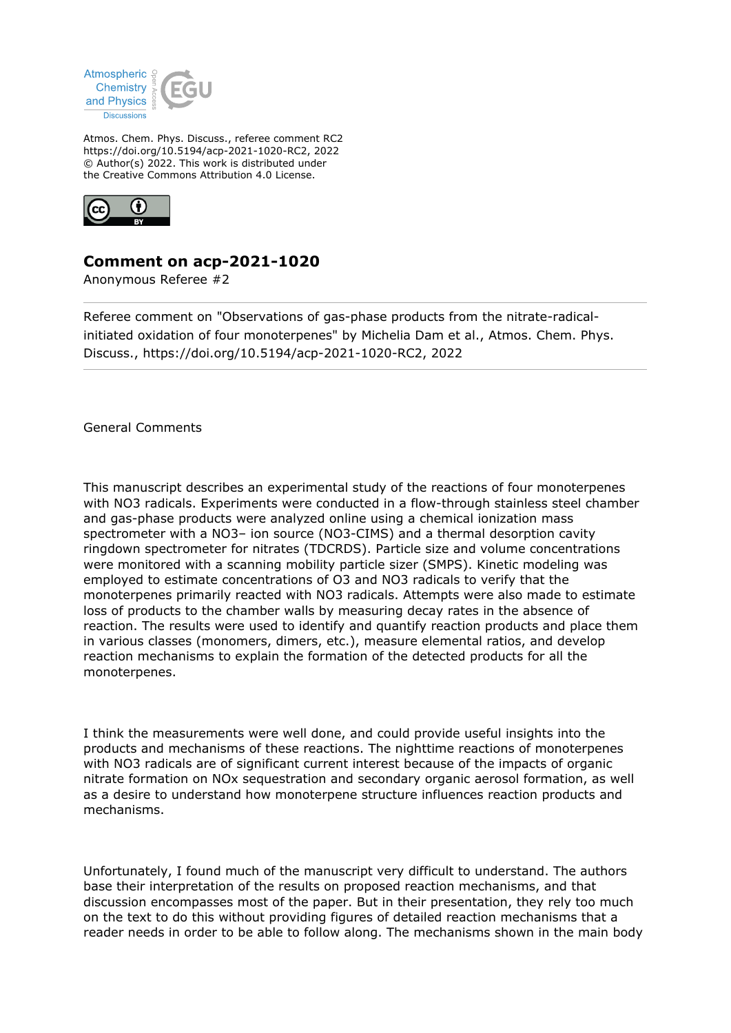Atmospheric Chemistry and Physics Discussions

Atmos. Chem. Phys. Discuss., referee comment RC2
https://doi.org/10.5194/acp-2021-1020-RC2, 2022
© Author(s) 2022. This work is distributed under
the Creative Commons Attribution 4.0 License.

## Comment on acp-2021-1020

Anonymous Referee #2

---

Referee comment on "Observations of gas-phase products from the nitrate-radical-initiated oxidation of four monoterpenes" by Michelia Dam et al., Atmos. Chem. Phys. Discuss., https://doi.org/10.5194/acp-2021-1020-RC2, 2022

---

General Comments

This manuscript describes an experimental study of the reactions of four monoterpenes with NO3 radicals. Experiments were conducted in a flow-through stainless steel chamber and gas-phase products were analyzed online using a chemical ionization mass spectrometer with a NO3– ion source (NO3-CIMS) and a thermal desorption cavity ringdown spectrometer for nitrates (TDCRDS). Particle size and volume concentrations were monitored with a scanning mobility particle sizer (SMPS). Kinetic modeling was employed to estimate concentrations of O3 and NO3 radicals to verify that the monoterpenes primarily reacted with NO3 radicals. Attempts were also made to estimate loss of products to the chamber walls by measuring decay rates in the absence of reaction. The results were used to identify and quantify reaction products and place them in various classes (monomers, dimers, etc.), measure elemental ratios, and develop reaction mechanisms to explain the formation of the detected products for all the monoterpenes.

I think the measurements were well done, and could provide useful insights into the products and mechanisms of these reactions. The nighttime reactions of monoterpenes with NO3 radicals are of significant current interest because of the impacts of organic nitrate formation on NOx sequestration and secondary organic aerosol formation, as well as a desire to understand how monoterpene structure influences reaction products and mechanisms.

Unfortunately, I found much of the manuscript very difficult to understand. The authors base their interpretation of the results on proposed reaction mechanisms, and that discussion encompasses most of the paper. But in their presentation, they rely too much on the text to do this without providing figures of detailed reaction mechanisms that a reader needs in order to be able to follow along. The mechanisms shown in the main body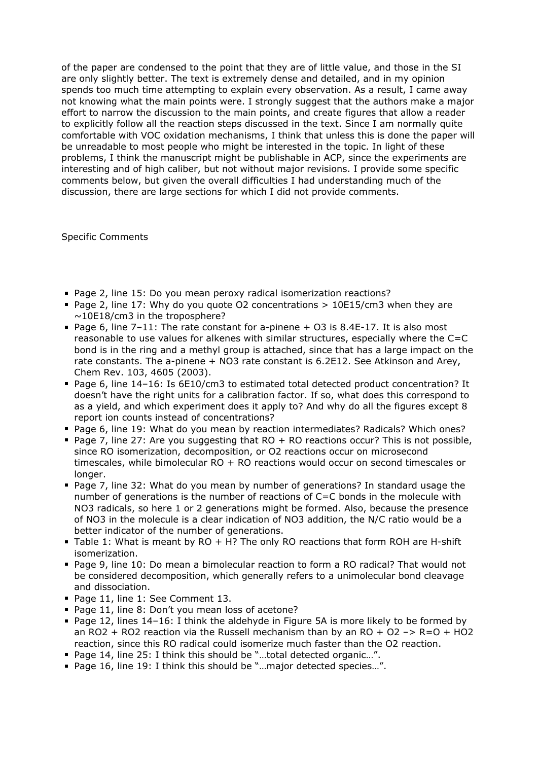of the paper are condensed to the point that they are of little value, and those in the SI are only slightly better. The text is extremely dense and detailed, and in my opinion spends too much time attempting to explain every observation. As a result, I came away not knowing what the main points were. I strongly suggest that the authors make a major effort to narrow the discussion to the main points, and create figures that allow a reader to explicitly follow all the reaction steps discussed in the text. Since I am normally quite comfortable with VOC oxidation mechanisms, I think that unless this is done the paper will be unreadable to most people who might be interested in the topic. In light of these problems, I think the manuscript might be publishable in ACP, since the experiments are interesting and of high caliber, but not without major revisions. I provide some specific comments below, but given the overall difficulties I had understanding much of the discussion, there are large sections for which I did not provide comments.

Specific Comments

- Page 2, line 15: Do you mean peroxy radical isomerization reactions?
- Page 2, line 17: Why do you quote $O_2$ concentrations > 10E15/cm3 when they are ~10E18/cm3 in the troposphere?
- Page 6, line 7–11: The rate constant for a-pinene + $O_3$ is 8.4E-17. It is also most reasonable to use values for alkenes with similar structures, especially where the C=C bond is in the ring and a methyl group is attached, since that has a large impact on the rate constants. The a-pinene + $NO_3$ rate constant is 6.2E12. See Atkinson and Arey, Chem Rev. 103, 4605 (2003).
- Page 6, line 14–16: Is 6E10/cm3 to estimated total detected product concentration? It doesn't have the right units for a calibration factor. If so, what does this correspond to as a yield, and which experiment does it apply to? And why do all the figures except 8 report ion counts instead of concentrations?
- Page 6, line 19: What do you mean by reaction intermediates? Radicals? Which ones?
- Page 7, line 27: Are you suggesting that RO + RO reactions occur? This is not possible, since RO isomerization, decomposition, or $O_2$ reactions occur on microsecond timescales, while bimolecular RO + RO reactions would occur on second timescales or longer.
- Page 7, line 32: What do you mean by number of generations? In standard usage the number of generations is the number of reactions of C=C bonds in the molecule with $NO_3$ radicals, so here 1 or 2 generations might be formed. Also, because the presence of $NO_3$ in the molecule is a clear indication of $NO_3$ addition, the N/C ratio would be a better indicator of the number of generations.
- Table 1: What is meant by RO + H? The only RO reactions that form ROH are H-shift isomerization.
- Page 9, line 10: Do mean a bimolecular reaction to form a RO radical? That would not be considered decomposition, which generally refers to a unimolecular bond cleavage and dissociation.
- Page 11, line 1: See Comment 13.
- Page 11, line 8: Don't you mean loss of acetone?
- Page 12, lines 14–16: I think the aldehyde in Figure 5A is more likely to be formed by an $RO_2$ + $RO_2$ reaction via the Russell mechanism than by an RO + $O_2$ –> R=O + $HO_2$ reaction, since this RO radical could isomerize much faster than the $O_2$ reaction.
- Page 14, line 25: I think this should be "…total detected organic…".
- Page 16, line 19: I think this should be "…major detected species…".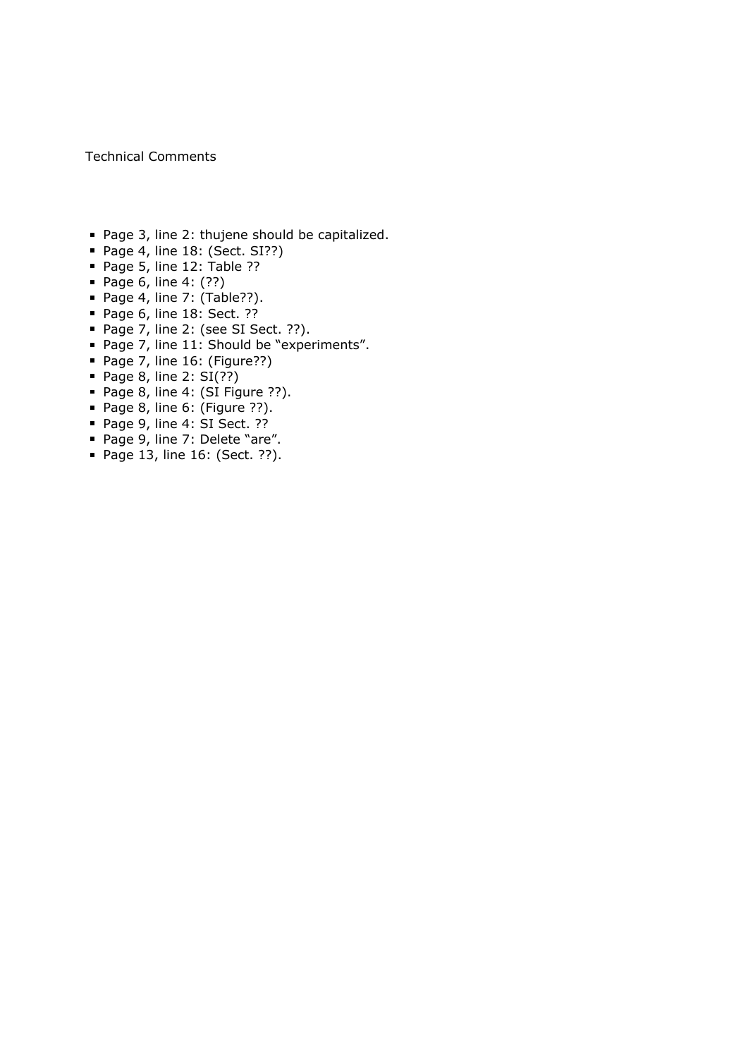Technical Comments

- Page 3, line 2: thujene should be capitalized.
- Page 4, line 18: (Sect. SI??)
- Page 5, line 12: Table ??
- Page 6, line 4: (??)
- Page 4, line 7: (Table??).
- Page 6, line 18: Sect. ??
- Page 7, line 2: (see SI Sect. ??).
- Page 7, line 11: Should be "experiments".
- Page 7, line 16: (Figure??)
- Page 8, line 2: SI(??)
- Page 8, line 4: (SI Figure ??).
- Page 8, line 6: (Figure ??).
- Page 9, line 4: SI Sect. ??
- Page 9, line 7: Delete "are".
- Page 13, line 16: (Sect. ??).